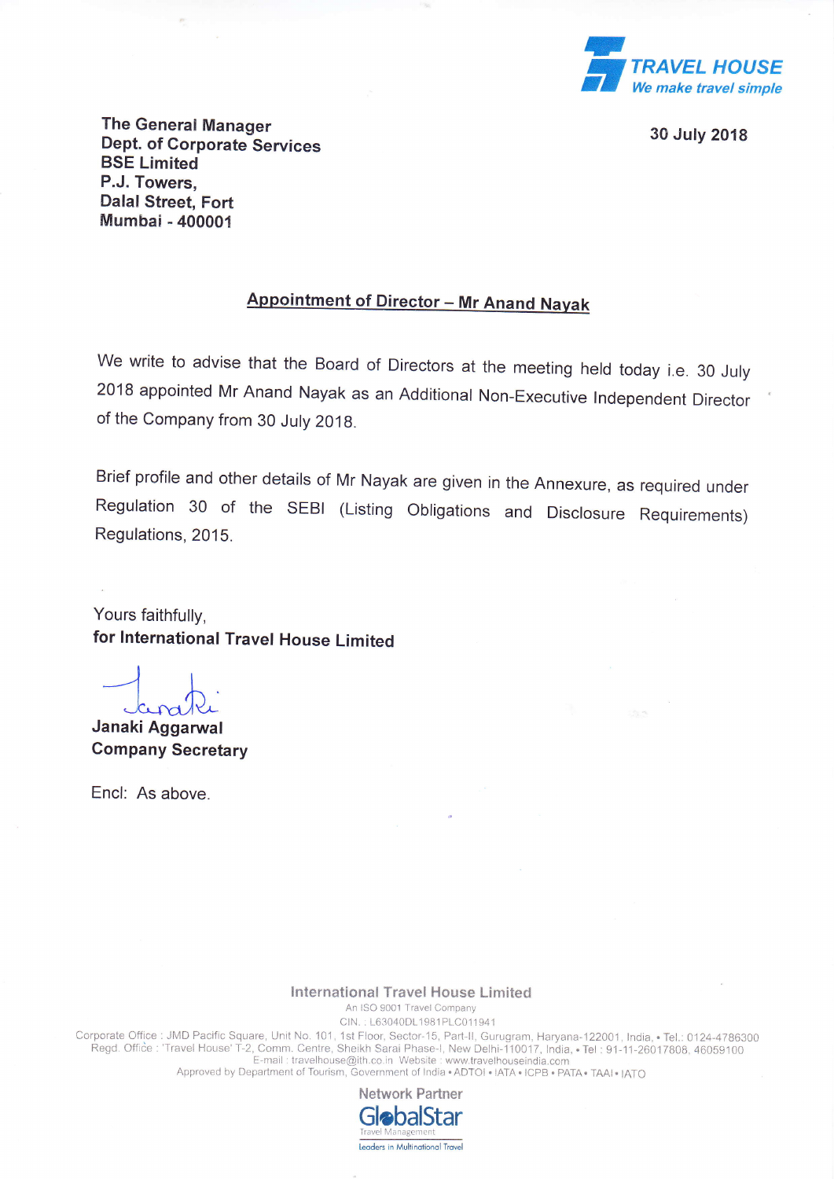TRAVEL HOUSE
*We make travel simple*

The General Manager
Dept. of Corporate Services
BSE Limited
P.J. Towers,
Dalal Street, Fort
Mumbai - 400001

30 July 2018

**Appointment of Director – Mr Anand Nayak**

We write to advise that the Board of Directors at the meeting held today i.e. 30 July 2018 appointed Mr Anand Nayak as an Additional Non-Executive Independent Director of the Company from 30 July 2018.

Brief profile and other details of Mr Nayak are given in the Annexure, as required under Regulation 30 of the SEBI (Listing Obligations and Disclosure Requirements) Regulations, 2015.

Yours faithfully,
**for International Travel House Limited**

Janaki

**Janaki Aggarwal**
**Company Secretary**

Encl: As above.

International Travel House Limited
An ISO 9001 Travel Company
CIN. : L63040DL1981PLC011941
Corporate Office : JMD Pacific Square, Unit No. 101, 1st Floor, Sector-15, Part-II, Gurugram, Haryana-122001, India, • Tel.: 0124-4786300
Regd. Office : 'Travel House' T-2, Comm. Centre, Sheikh Sarai Phase-I, New Delhi-110017, India, • Tel : 91-11-26017808, 46059100
E-mail : travelhouse@ith.co.in Website : www.travelhouseindia.com
Approved by Department of Tourism, Government of India • ADTOI • IATA • ICPB • PATA • TAAI • IATO

Network Partner
GlobalStar
Travel Management
Leaders in Multinational Travel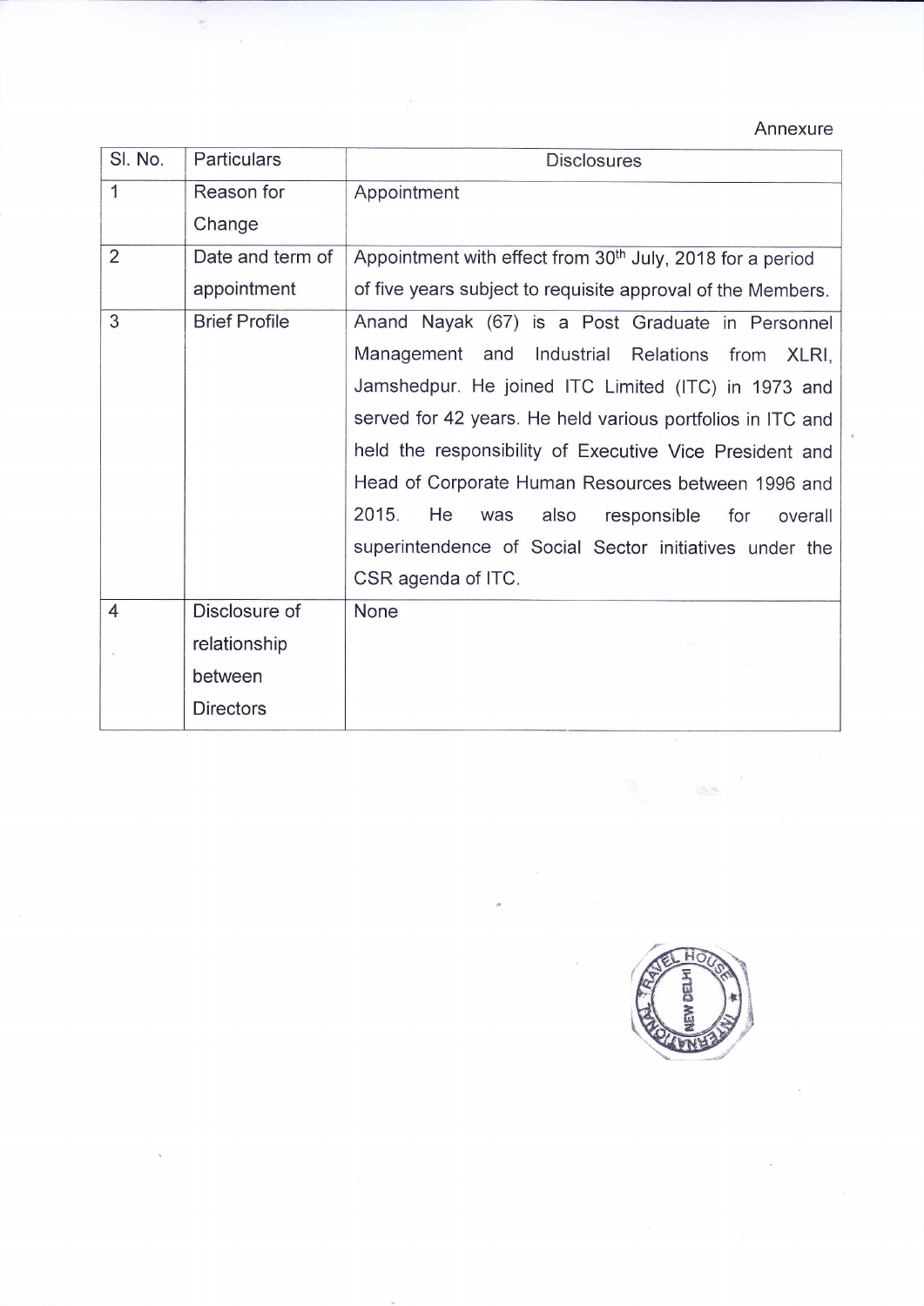Annexure

| Sl. No. | Particulars | Disclosures |
| --- | --- | --- |
| 1 | Reason for Change | Appointment |
| 2 | Date and term of appointment | Appointment with effect from 30th July, 2018 for a period of five years subject to requisite approval of the Members. |
| 3 | Brief Profile | Anand Nayak (67) is a Post Graduate in Personnel Management and Industrial Relations from XLRI, Jamshedpur. He joined ITC Limited (ITC) in 1973 and served for 42 years. He held various portfolios in ITC and held the responsibility of Executive Vice President and Head of Corporate Human Resources between 1996 and 2015. He was also responsible for overall superintendence of Social Sector initiatives under the CSR agenda of ITC. |
| 4 | Disclosure of relationship between Directors | None |